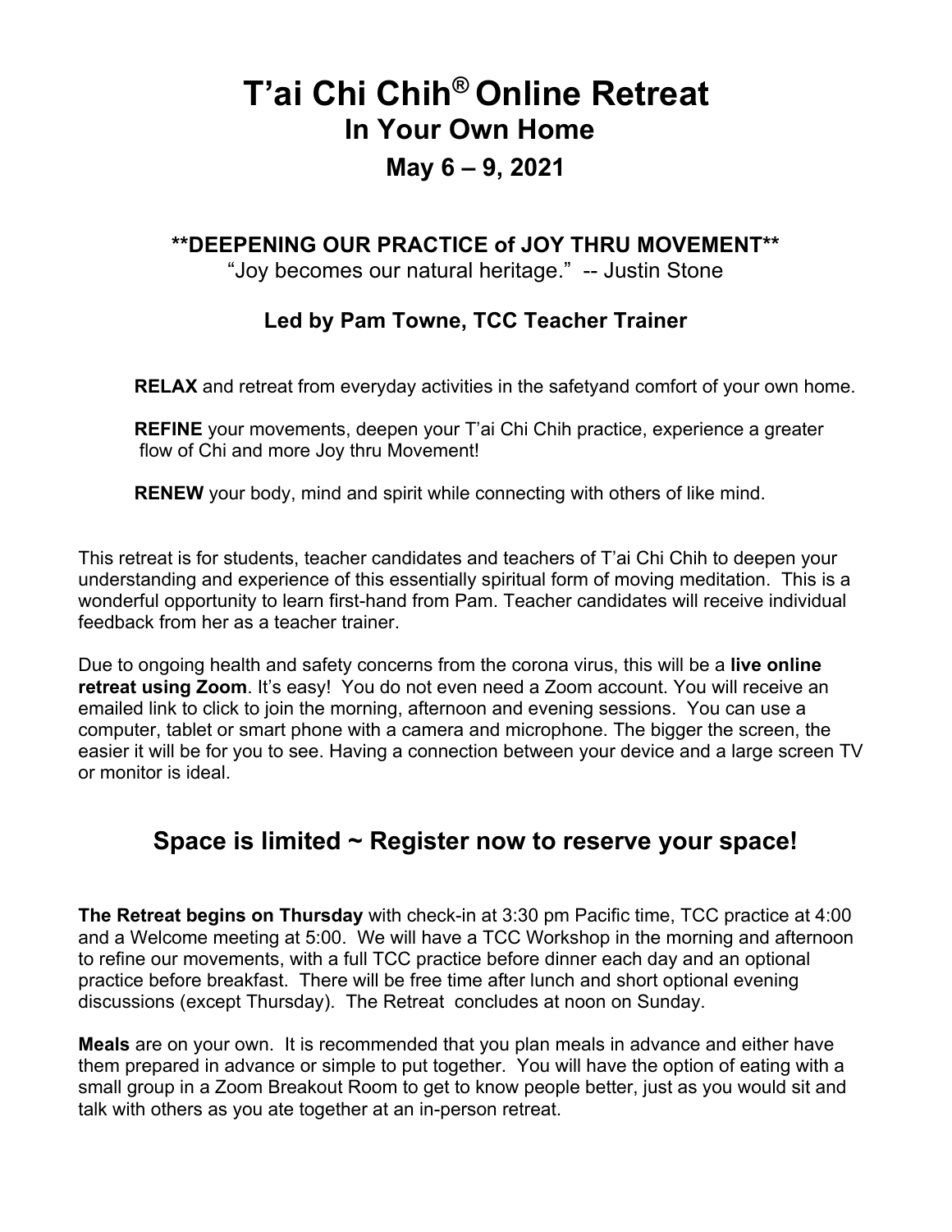# T'ai Chi Chih® Online Retreat

## In Your Own Home

### May 6 – 9, 2021

**\*\*DEEPENING OUR PRACTICE of JOY THRU MOVEMENT\*\***

"Joy becomes our natural heritage." -- Justin Stone

### Led by Pam Towne, TCC Teacher Trainer

**RELAX** and retreat from everyday activities in the safetyand comfort of your own home.

**REFINE** your movements, deepen your T'ai Chi Chih practice, experience a greater flow of Chi and more Joy thru Movement!

**RENEW** your body, mind and spirit while connecting with others of like mind.

This retreat is for students, teacher candidates and teachers of T'ai Chi Chih to deepen your understanding and experience of this essentially spiritual form of moving meditation. This is a wonderful opportunity to learn first-hand from Pam. Teacher candidates will receive individual feedback from her as a teacher trainer.

Due to ongoing health and safety concerns from the corona virus, this will be a **live online retreat using Zoom**. It's easy! You do not even need a Zoom account. You will receive an emailed link to click to join the morning, afternoon and evening sessions. You can use a computer, tablet or smart phone with a camera and microphone. The bigger the screen, the easier it will be for you to see. Having a connection between your device and a large screen TV or monitor is ideal.

## Space is limited ~ Register now to reserve your space!

**The Retreat begins on Thursday** with check-in at 3:30 pm Pacific time, TCC practice at 4:00 and a Welcome meeting at 5:00. We will have a TCC Workshop in the morning and afternoon to refine our movements, with a full TCC practice before dinner each day and an optional practice before breakfast. There will be free time after lunch and short optional evening discussions (except Thursday). The Retreat concludes at noon on Sunday.

**Meals** are on your own. It is recommended that you plan meals in advance and either have them prepared in advance or simple to put together. You will have the option of eating with a small group in a Zoom Breakout Room to get to know people better, just as you would sit and talk with others as you ate together at an in-person retreat.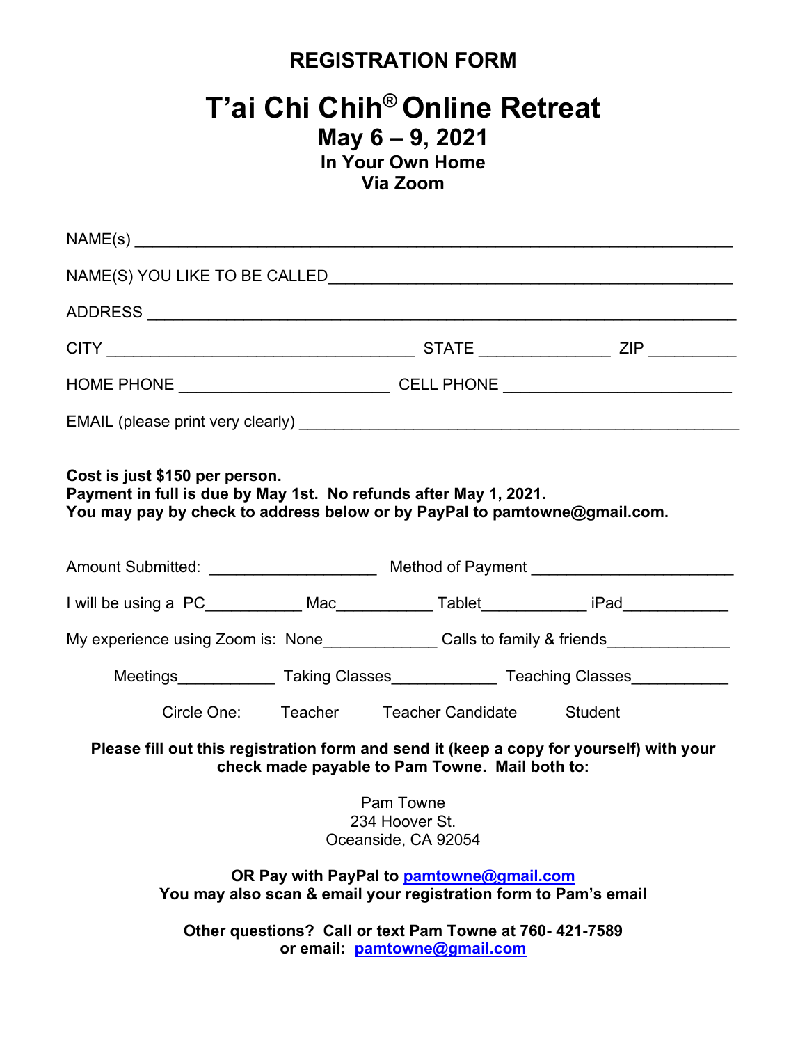# REGISTRATION FORM

# T'ai Chi Chih® Online Retreat

## May 6 – 9, 2021

### In Your Own Home
### Via Zoom

NAME(s) ___________________________________________________________

NAME(S) YOU LIKE TO BE CALLED_____________________________________________

ADDRESS ___________________________________________________________

CITY ___________________________________ STATE _______________ ZIP __________

HOME PHONE ________________________ CELL PHONE __________________________

EMAIL (please print very clearly) _____________________________________________

**Cost is just $150 per person.**
**Payment in full is due by May 1st. No refunds after May 1, 2021.**
**You may pay by check to address below or by PayPal to pamtowne@gmail.com.**

Amount Submitted: ___________________ Method of Payment ______________________

I will be using a PC___________ Mac___________ Tablet____________ iPad____________

My experience using Zoom is: None_____________ Calls to family & friends______________

Meetings___________ Taking Classes____________ Teaching Classes___________

Circle One: Teacher Teacher Candidate Student

**Please fill out this registration form and send it (keep a copy for yourself) with your check made payable to Pam Towne. Mail both to:**

Pam Towne
234 Hoover St.
Oceanside, CA 92054

**OR Pay with PayPal to pamtowne@gmail.com**
**You may also scan & email your registration form to Pam's email**

**Other questions? Call or text Pam Towne at 760- 421-7589**
**or email: pamtowne@gmail.com**